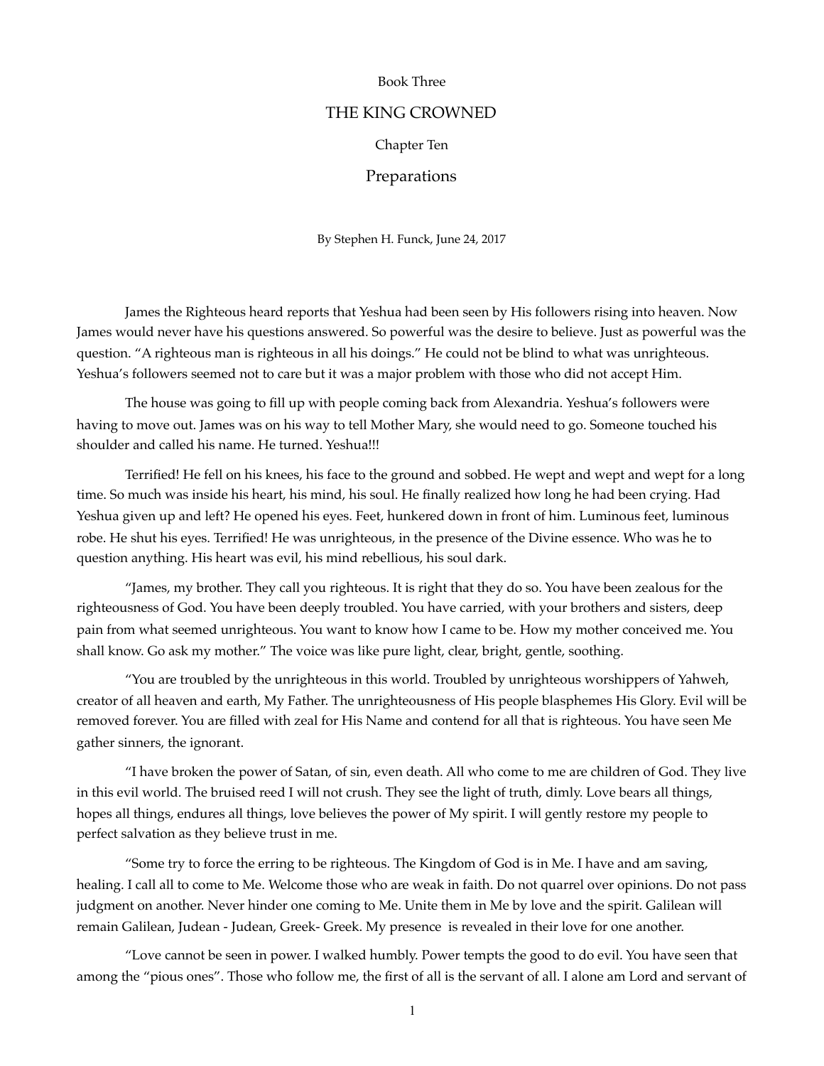Book Three

# THE KING CROWNED

## Chapter Ten

## Preparations

By Stephen H. Funck, June 24, 2017

James the Righteous heard reports that Yeshua had been seen by His followers rising into heaven. Now James would never have his questions answered. So powerful was the desire to believe. Just as powerful was the question. "A righteous man is righteous in all his doings." He could not be blind to what was unrighteous. Yeshua's followers seemed not to care but it was a major problem with those who did not accept Him.

The house was going to fill up with people coming back from Alexandria. Yeshua's followers were having to move out. James was on his way to tell Mother Mary, she would need to go. Someone touched his shoulder and called his name. He turned. Yeshua!!!

Terrified! He fell on his knees, his face to the ground and sobbed. He wept and wept and wept for a long time. So much was inside his heart, his mind, his soul. He finally realized how long he had been crying. Had Yeshua given up and left? He opened his eyes. Feet, hunkered down in front of him. Luminous feet, luminous robe. He shut his eyes. Terrified! He was unrighteous, in the presence of the Divine essence. Who was he to question anything. His heart was evil, his mind rebellious, his soul dark.

"James, my brother. They call you righteous. It is right that they do so. You have been zealous for the righteousness of God. You have been deeply troubled. You have carried, with your brothers and sisters, deep pain from what seemed unrighteous. You want to know how I came to be. How my mother conceived me. You shall know. Go ask my mother." The voice was like pure light, clear, bright, gentle, soothing.

"You are troubled by the unrighteous in this world. Troubled by unrighteous worshippers of Yahweh, creator of all heaven and earth, My Father. The unrighteousness of His people blasphemes His Glory. Evil will be removed forever. You are filled with zeal for His Name and contend for all that is righteous. You have seen Me gather sinners, the ignorant.

"I have broken the power of Satan, of sin, even death. All who come to me are children of God. They live in this evil world. The bruised reed I will not crush. They see the light of truth, dimly. Love bears all things, hopes all things, endures all things, love believes the power of My spirit. I will gently restore my people to perfect salvation as they believe trust in me.

"Some try to force the erring to be righteous. The Kingdom of God is in Me. I have and am saving, healing. I call all to come to Me. Welcome those who are weak in faith. Do not quarrel over opinions. Do not pass judgment on another. Never hinder one coming to Me. Unite them in Me by love and the spirit. Galilean will remain Galilean, Judean - Judean, Greek- Greek. My presence is revealed in their love for one another.

"Love cannot be seen in power. I walked humbly. Power tempts the good to do evil. You have seen that among the "pious ones". Those who follow me, the first of all is the servant of all. I alone am Lord and servant of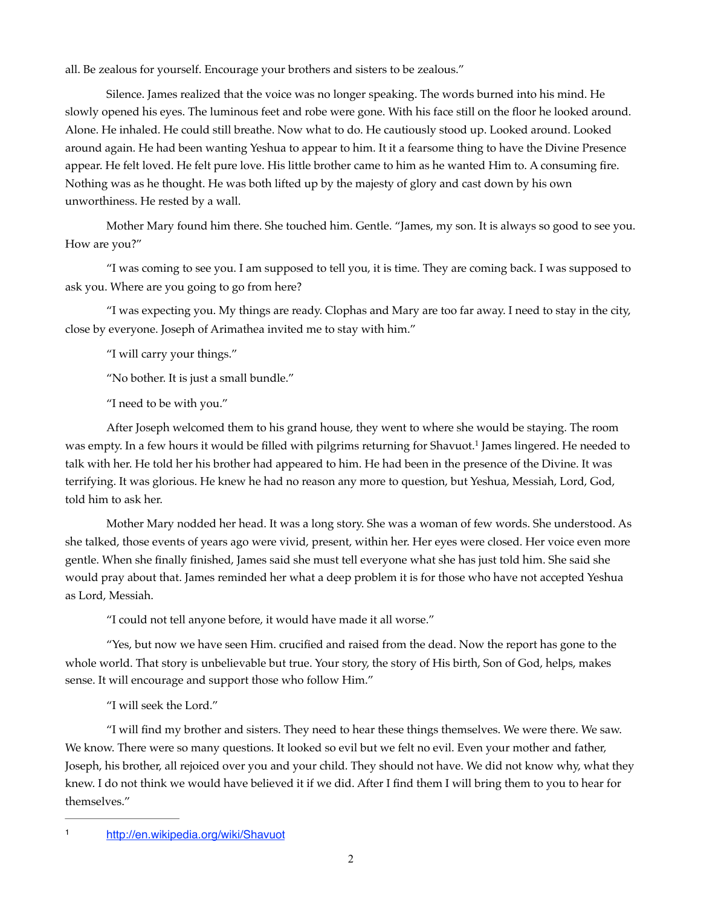all. Be zealous for yourself. Encourage your brothers and sisters to be zealous."

Silence. James realized that the voice was no longer speaking. The words burned into his mind. He slowly opened his eyes. The luminous feet and robe were gone. With his face still on the floor he looked around. Alone. He inhaled. He could still breathe. Now what to do. He cautiously stood up. Looked around. Looked around again. He had been wanting Yeshua to appear to him. It it a fearsome thing to have the Divine Presence appear. He felt loved. He felt pure love. His little brother came to him as he wanted Him to. A consuming fire. Nothing was as he thought. He was both lifted up by the majesty of glory and cast down by his own unworthiness. He rested by a wall.

Mother Mary found him there. She touched him. Gentle. "James, my son. It is always so good to see you. How are you?"

"I was coming to see you. I am supposed to tell you, it is time. They are coming back. I was supposed to ask you. Where are you going to go from here?

"I was expecting you. My things are ready. Clophas and Mary are too far away. I need to stay in the city, close by everyone. Joseph of Arimathea invited me to stay with him."

"I will carry your things."

"No bother. It is just a small bundle."

"I need to be with you."

After Joseph welcomed them to his grand house, they went to where she would be staying. The room was empty. In a few hours it would be filled with pilgrims returning for Shavuot.[1] James lingered. He needed to talk with her. He told her his brother had appeared to him. He had been in the presence of the Divine. It was terrifying. It was glorious. He knew he had no reason any more to question, but Yeshua, Messiah, Lord, God, told him to ask her.

Mother Mary nodded her head. It was a long story. She was a woman of few words. She understood. As she talked, those events of years ago were vivid, present, within her. Her eyes were closed. Her voice even more gentle. When she finally finished, James said she must tell everyone what she has just told him. She said she would pray about that. James reminded her what a deep problem it is for those who have not accepted Yeshua as Lord, Messiah.

"I could not tell anyone before, it would have made it all worse."

"Yes, but now we have seen Him. crucified and raised from the dead. Now the report has gone to the whole world. That story is unbelievable but true. Your story, the story of His birth, Son of God, helps, makes sense. It will encourage and support those who follow Him."

"I will seek the Lord."

"I will find my brother and sisters. They need to hear these things themselves. We were there. We saw. We know. There were so many questions. It looked so evil but we felt no evil. Even your mother and father, Joseph, his brother, all rejoiced over you and your child. They should not have. We did not know why, what they knew. I do not think we would have believed it if we did. After I find them I will bring them to you to hear for themselves."

---

[1] http://en.wikipedia.org/wiki/Shavuot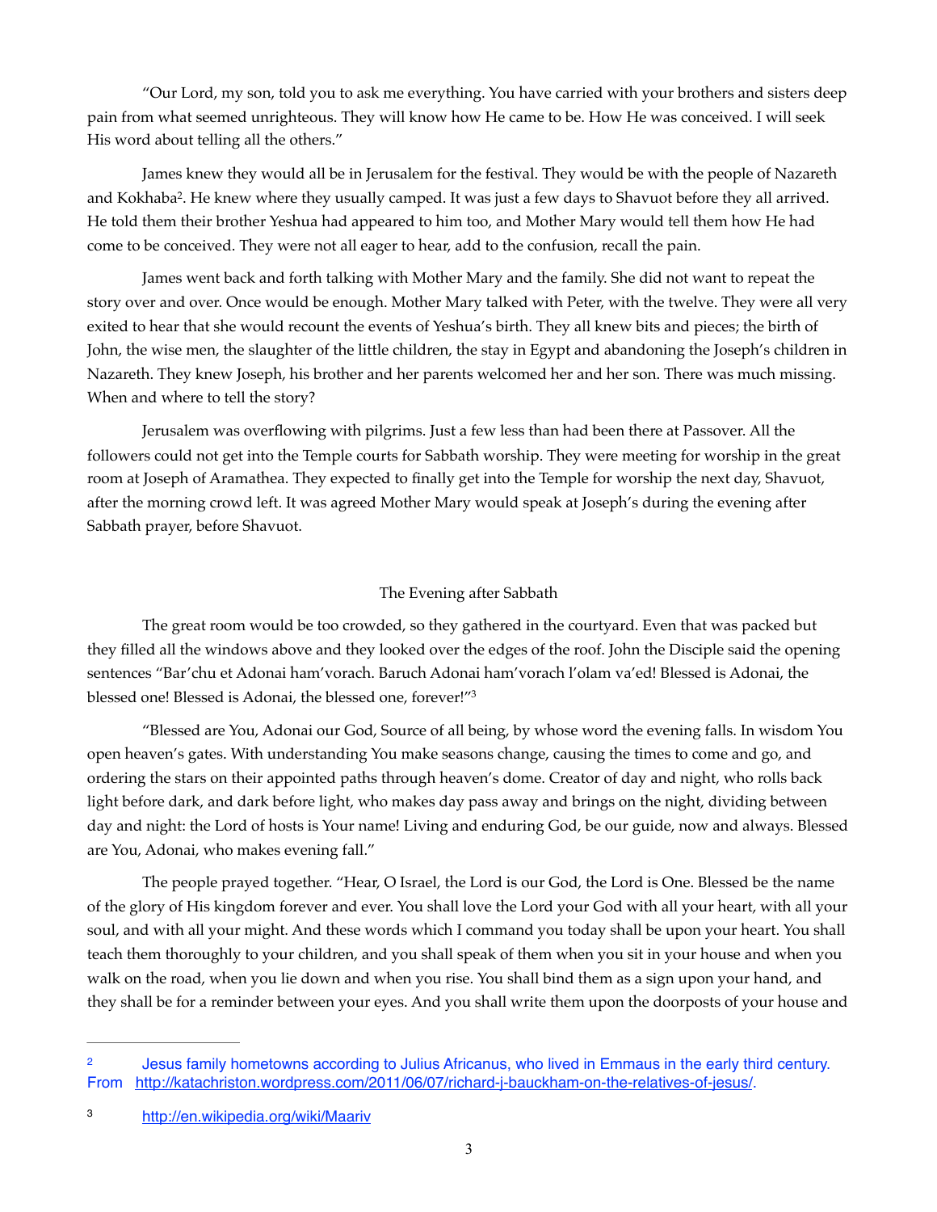"Our Lord, my son, told you to ask me everything. You have carried with your brothers and sisters deep pain from what seemed unrighteous. They will know how He came to be. How He was conceived. I will seek His word about telling all the others."

James knew they would all be in Jerusalem for the festival. They would be with the people of Nazareth and Kokhaba[2]. He knew where they usually camped. It was just a few days to Shavuot before they all arrived. He told them their brother Yeshua had appeared to him too, and Mother Mary would tell them how He had come to be conceived. They were not all eager to hear, add to the confusion, recall the pain.

James went back and forth talking with Mother Mary and the family. She did not want to repeat the story over and over. Once would be enough. Mother Mary talked with Peter, with the twelve. They were all very exited to hear that she would recount the events of Yeshua's birth. They all knew bits and pieces; the birth of John, the wise men, the slaughter of the little children, the stay in Egypt and abandoning the Joseph's children in Nazareth. They knew Joseph, his brother and her parents welcomed her and her son. There was much missing. When and where to tell the story?

Jerusalem was overflowing with pilgrims. Just a few less than had been there at Passover. All the followers could not get into the Temple courts for Sabbath worship. They were meeting for worship in the great room at Joseph of Aramathea. They expected to finally get into the Temple for worship the next day, Shavuot, after the morning crowd left. It was agreed Mother Mary would speak at Joseph's during the evening after Sabbath prayer, before Shavuot.

## The Evening after Sabbath

The great room would be too crowded, so they gathered in the courtyard. Even that was packed but they filled all the windows above and they looked over the edges of the roof. John the Disciple said the opening sentences "Bar'chu et Adonai ham'vorach. Baruch Adonai ham'vorach l'olam va'ed! Blessed is Adonai, the blessed one! Blessed is Adonai, the blessed one, forever!"[3]

"Blessed are You, Adonai our God, Source of all being, by whose word the evening falls. In wisdom You open heaven's gates. With understanding You make seasons change, causing the times to come and go, and ordering the stars on their appointed paths through heaven's dome. Creator of day and night, who rolls back light before dark, and dark before light, who makes day pass away and brings on the night, dividing between day and night: the Lord of hosts is Your name! Living and enduring God, be our guide, now and always. Blessed are You, Adonai, who makes evening fall."

The people prayed together. "Hear, O Israel, the Lord is our God, the Lord is One. Blessed be the name of the glory of His kingdom forever and ever. You shall love the Lord your God with all your heart, with all your soul, and with all your might. And these words which I command you today shall be upon your heart. You shall teach them thoroughly to your children, and you shall speak of them when you sit in your house and when you walk on the road, when you lie down and when you rise. You shall bind them as a sign upon your hand, and they shall be for a reminder between your eyes. And you shall write them upon the doorposts of your house and

---

[2] Jesus family hometowns according to Julius Africanus, who lived in Emmaus in the early third century. From http://katachriston.wordpress.com/2011/06/07/richard-j-bauckham-on-the-relatives-of-jesus/.

[3] http://en.wikipedia.org/wiki/Maariv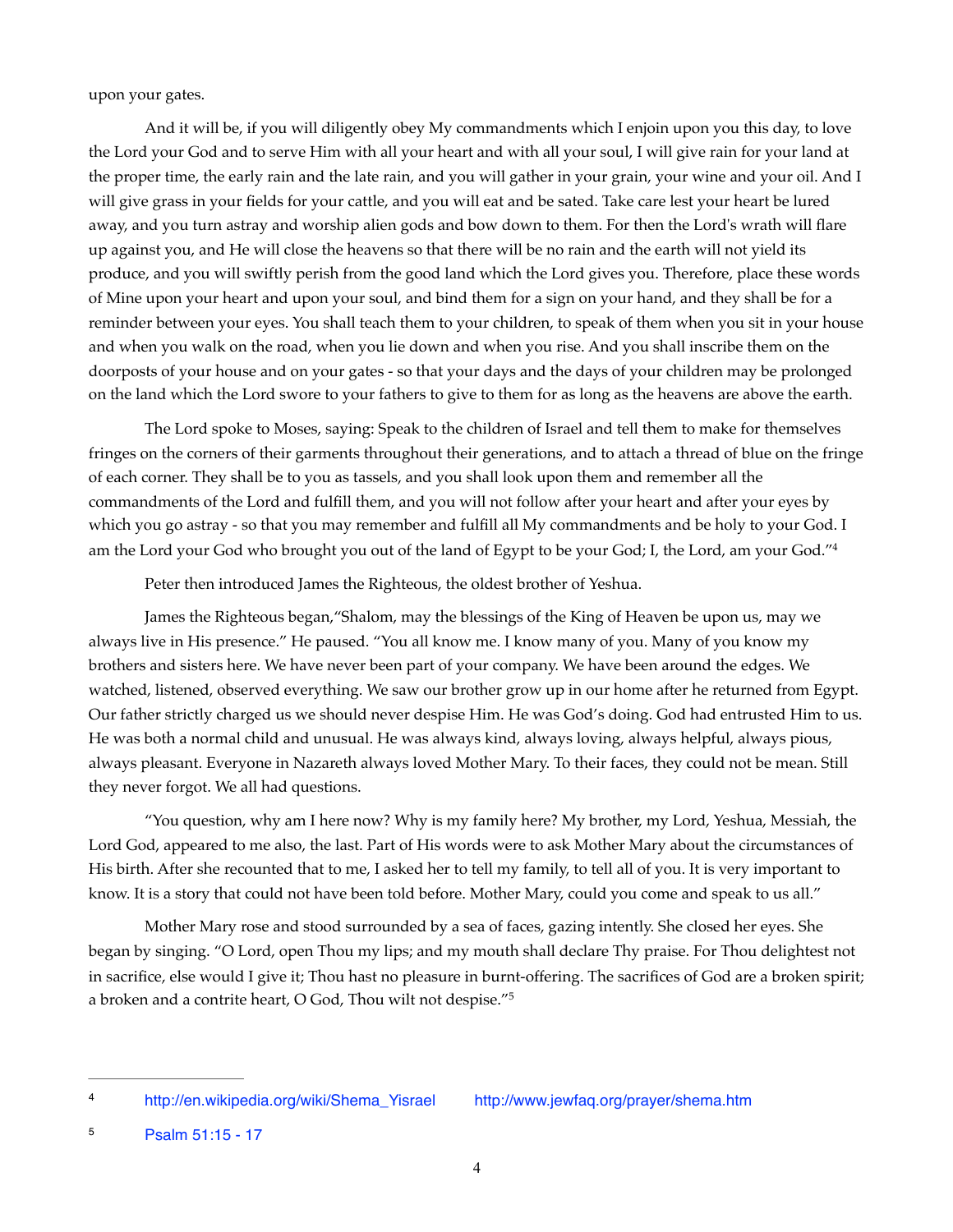upon your gates.

And it will be, if you will diligently obey My commandments which I enjoin upon you this day, to love the Lord your God and to serve Him with all your heart and with all your soul, I will give rain for your land at the proper time, the early rain and the late rain, and you will gather in your grain, your wine and your oil. And I will give grass in your fields for your cattle, and you will eat and be sated. Take care lest your heart be lured away, and you turn astray and worship alien gods and bow down to them. For then the Lord's wrath will flare up against you, and He will close the heavens so that there will be no rain and the earth will not yield its produce, and you will swiftly perish from the good land which the Lord gives you. Therefore, place these words of Mine upon your heart and upon your soul, and bind them for a sign on your hand, and they shall be for a reminder between your eyes. You shall teach them to your children, to speak of them when you sit in your house and when you walk on the road, when you lie down and when you rise. And you shall inscribe them on the doorposts of your house and on your gates - so that your days and the days of your children may be prolonged on the land which the Lord swore to your fathers to give to them for as long as the heavens are above the earth.

The Lord spoke to Moses, saying: Speak to the children of Israel and tell them to make for themselves fringes on the corners of their garments throughout their generations, and to attach a thread of blue on the fringe of each corner. They shall be to you as tassels, and you shall look upon them and remember all the commandments of the Lord and fulfill them, and you will not follow after your heart and after your eyes by which you go astray - so that you may remember and fulfill all My commandments and be holy to your God. I am the Lord your God who brought you out of the land of Egypt to be your God; I, the Lord, am your God."[4]

Peter then introduced James the Righteous, the oldest brother of Yeshua.

James the Righteous began,"Shalom, may the blessings of the King of Heaven be upon us, may we always live in His presence." He paused. "You all know me. I know many of you. Many of you know my brothers and sisters here. We have never been part of your company. We have been around the edges. We watched, listened, observed everything. We saw our brother grow up in our home after he returned from Egypt. Our father strictly charged us we should never despise Him. He was God's doing. God had entrusted Him to us. He was both a normal child and unusual. He was always kind, always loving, always helpful, always pious, always pleasant. Everyone in Nazareth always loved Mother Mary. To their faces, they could not be mean. Still they never forgot. We all had questions.

"You question, why am I here now? Why is my family here? My brother, my Lord, Yeshua, Messiah, the Lord God, appeared to me also, the last. Part of His words were to ask Mother Mary about the circumstances of His birth. After she recounted that to me, I asked her to tell my family, to tell all of you. It is very important to know. It is a story that could not have been told before. Mother Mary, could you come and speak to us all."

Mother Mary rose and stood surrounded by a sea of faces, gazing intently. She closed her eyes. She began by singing. "O Lord, open Thou my lips; and my mouth shall declare Thy praise. For Thou delightest not in sacrifice, else would I give it; Thou hast no pleasure in burnt-offering. The sacrifices of God are a broken spirit; a broken and a contrite heart, O God, Thou wilt not despise."[5]

---

[4] http://en.wikipedia.org/wiki/Shema_Yisrael http://www.jewfaq.org/prayer/shema.htm

[5] Psalm 51:15 - 17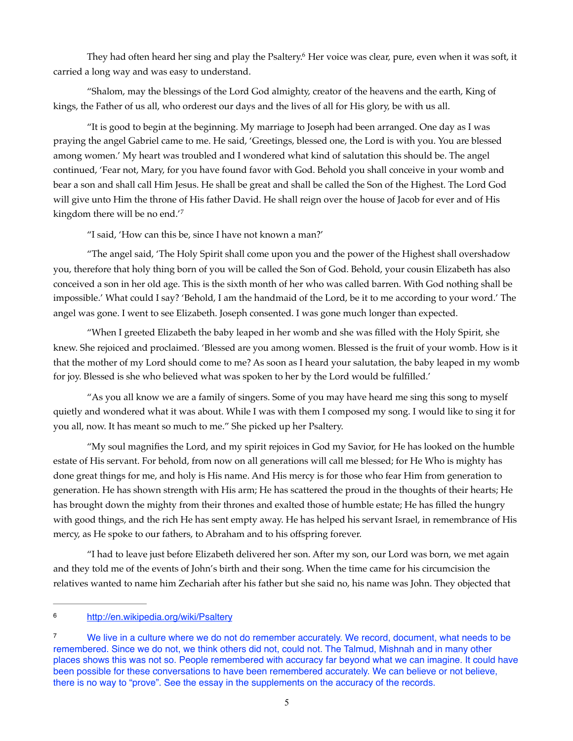They had often heard her sing and play the Psaltery.[6] Her voice was clear, pure, even when it was soft, it carried a long way and was easy to understand.

"Shalom, may the blessings of the Lord God almighty, creator of the heavens and the earth, King of kings, the Father of us all, who orderest our days and the lives of all for His glory, be with us all.

"It is good to begin at the beginning. My marriage to Joseph had been arranged. One day as I was praying the angel Gabriel came to me. He said, 'Greetings, blessed one, the Lord is with you. You are blessed among women.' My heart was troubled and I wondered what kind of salutation this should be. The angel continued, 'Fear not, Mary, for you have found favor with God. Behold you shall conceive in your womb and bear a son and shall call Him Jesus. He shall be great and shall be called the Son of the Highest. The Lord God will give unto Him the throne of His father David. He shall reign over the house of Jacob for ever and of His kingdom there will be no end.'[7]

"I said, 'How can this be, since I have not known a man?'

"The angel said, 'The Holy Spirit shall come upon you and the power of the Highest shall overshadow you, therefore that holy thing born of you will be called the Son of God. Behold, your cousin Elizabeth has also conceived a son in her old age. This is the sixth month of her who was called barren. With God nothing shall be impossible.' What could I say? 'Behold, I am the handmaid of the Lord, be it to me according to your word.' The angel was gone. I went to see Elizabeth. Joseph consented. I was gone much longer than expected.

"When I greeted Elizabeth the baby leaped in her womb and she was filled with the Holy Spirit, she knew. She rejoiced and proclaimed. 'Blessed are you among women. Blessed is the fruit of your womb. How is it that the mother of my Lord should come to me? As soon as I heard your salutation, the baby leaped in my womb for joy. Blessed is she who believed what was spoken to her by the Lord would be fulfilled.'

"As you all know we are a family of singers. Some of you may have heard me sing this song to myself quietly and wondered what it was about. While I was with them I composed my song. I would like to sing it for you all, now. It has meant so much to me." She picked up her Psaltery.

"My soul magnifies the Lord, and my spirit rejoices in God my Savior, for He has looked on the humble estate of His servant. For behold, from now on all generations will call me blessed; for He Who is mighty has done great things for me, and holy is His name. And His mercy is for those who fear Him from generation to generation. He has shown strength with His arm; He has scattered the proud in the thoughts of their hearts; He has brought down the mighty from their thrones and exalted those of humble estate; He has filled the hungry with good things, and the rich He has sent empty away. He has helped his servant Israel, in remembrance of His mercy, as He spoke to our fathers, to Abraham and to his offspring forever.

"I had to leave just before Elizabeth delivered her son. After my son, our Lord was born, we met again and they told me of the events of John's birth and their song. When the time came for his circumcision the relatives wanted to name him Zechariah after his father but she said no, his name was John. They objected that

---

[6] http://en.wikipedia.org/wiki/Psaltery

[7] We live in a culture where we do not do remember accurately. We record, document, what needs to be remembered. Since we do not, we think others did not, could not. The Talmud, Mishnah and in many other places shows this was not so. People remembered with accuracy far beyond what we can imagine. It could have been possible for these conversations to have been remembered accurately. We can believe or not believe, there is no way to "prove". See the essay in the supplements on the accuracy of the records.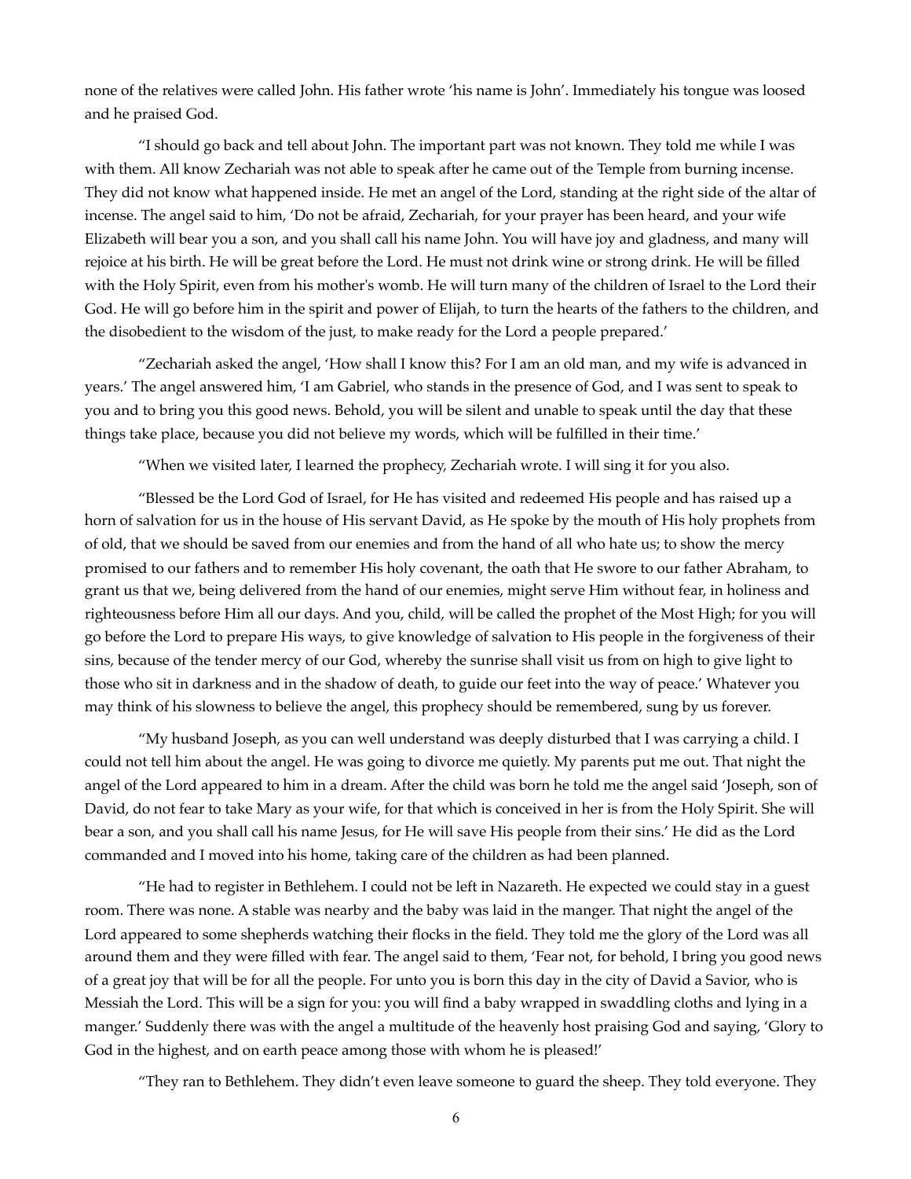none of the relatives were called John. His father wrote 'his name is John'. Immediately his tongue was loosed and he praised God.

"I should go back and tell about John. The important part was not known. They told me while I was with them. All know Zechariah was not able to speak after he came out of the Temple from burning incense. They did not know what happened inside. He met an angel of the Lord, standing at the right side of the altar of incense. The angel said to him, 'Do not be afraid, Zechariah, for your prayer has been heard, and your wife Elizabeth will bear you a son, and you shall call his name John. You will have joy and gladness, and many will rejoice at his birth. He will be great before the Lord. He must not drink wine or strong drink. He will be filled with the Holy Spirit, even from his mother's womb. He will turn many of the children of Israel to the Lord their God. He will go before him in the spirit and power of Elijah, to turn the hearts of the fathers to the children, and the disobedient to the wisdom of the just, to make ready for the Lord a people prepared.'

"Zechariah asked the angel, 'How shall I know this? For I am an old man, and my wife is advanced in years.' The angel answered him, 'I am Gabriel, who stands in the presence of God, and I was sent to speak to you and to bring you this good news. Behold, you will be silent and unable to speak until the day that these things take place, because you did not believe my words, which will be fulfilled in their time.'

"When we visited later, I learned the prophecy, Zechariah wrote. I will sing it for you also.

"Blessed be the Lord God of Israel, for He has visited and redeemed His people and has raised up a horn of salvation for us in the house of His servant David, as He spoke by the mouth of His holy prophets from of old, that we should be saved from our enemies and from the hand of all who hate us; to show the mercy promised to our fathers and to remember His holy covenant, the oath that He swore to our father Abraham, to grant us that we, being delivered from the hand of our enemies, might serve Him without fear, in holiness and righteousness before Him all our days. And you, child, will be called the prophet of the Most High; for you will go before the Lord to prepare His ways, to give knowledge of salvation to His people in the forgiveness of their sins, because of the tender mercy of our God, whereby the sunrise shall visit us from on high to give light to those who sit in darkness and in the shadow of death, to guide our feet into the way of peace.' Whatever you may think of his slowness to believe the angel, this prophecy should be remembered, sung by us forever.

"My husband Joseph, as you can well understand was deeply disturbed that I was carrying a child. I could not tell him about the angel. He was going to divorce me quietly. My parents put me out. That night the angel of the Lord appeared to him in a dream. After the child was born he told me the angel said 'Joseph, son of David, do not fear to take Mary as your wife, for that which is conceived in her is from the Holy Spirit. She will bear a son, and you shall call his name Jesus, for He will save His people from their sins.' He did as the Lord commanded and I moved into his home, taking care of the children as had been planned.

"He had to register in Bethlehem. I could not be left in Nazareth. He expected we could stay in a guest room. There was none. A stable was nearby and the baby was laid in the manger. That night the angel of the Lord appeared to some shepherds watching their flocks in the field. They told me the glory of the Lord was all around them and they were filled with fear. The angel said to them, 'Fear not, for behold, I bring you good news of a great joy that will be for all the people. For unto you is born this day in the city of David a Savior, who is Messiah the Lord. This will be a sign for you: you will find a baby wrapped in swaddling cloths and lying in a manger.' Suddenly there was with the angel a multitude of the heavenly host praising God and saying, 'Glory to God in the highest, and on earth peace among those with whom he is pleased!'

"They ran to Bethlehem. They didn't even leave someone to guard the sheep. They told everyone. They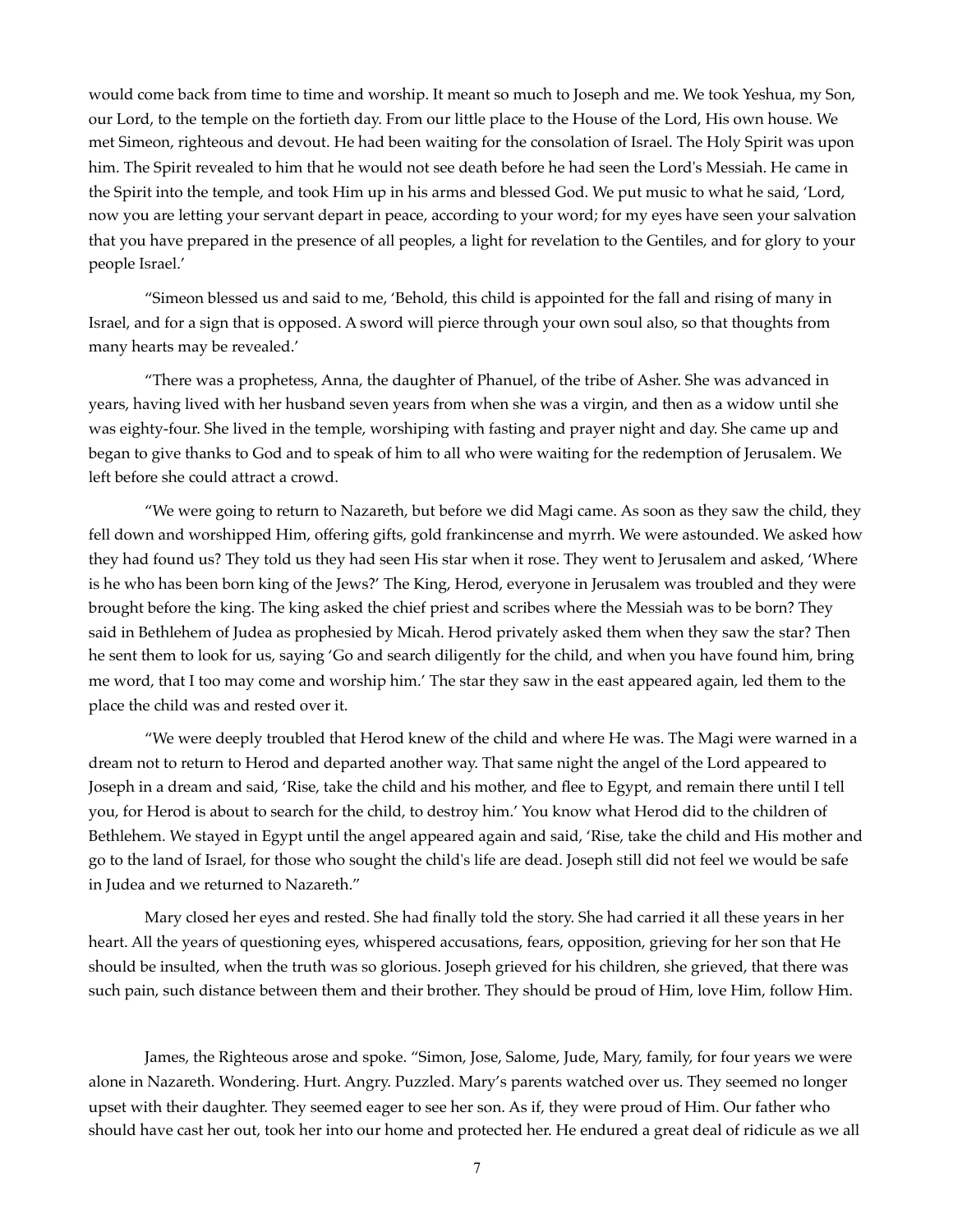would come back from time to time and worship. It meant so much to Joseph and me. We took Yeshua, my Son, our Lord, to the temple on the fortieth day. From our little place to the House of the Lord, His own house. We met Simeon, righteous and devout. He had been waiting for the consolation of Israel. The Holy Spirit was upon him. The Spirit revealed to him that he would not see death before he had seen the Lord's Messiah. He came in the Spirit into the temple, and took Him up in his arms and blessed God. We put music to what he said, 'Lord, now you are letting your servant depart in peace, according to your word; for my eyes have seen your salvation that you have prepared in the presence of all peoples, a light for revelation to the Gentiles, and for glory to your people Israel.'

"Simeon blessed us and said to me, 'Behold, this child is appointed for the fall and rising of many in Israel, and for a sign that is opposed. A sword will pierce through your own soul also, so that thoughts from many hearts may be revealed.'

"There was a prophetess, Anna, the daughter of Phanuel, of the tribe of Asher. She was advanced in years, having lived with her husband seven years from when she was a virgin, and then as a widow until she was eighty-four. She lived in the temple, worshiping with fasting and prayer night and day. She came up and began to give thanks to God and to speak of him to all who were waiting for the redemption of Jerusalem. We left before she could attract a crowd.

"We were going to return to Nazareth, but before we did Magi came. As soon as they saw the child, they fell down and worshipped Him, offering gifts, gold frankincense and myrrh. We were astounded. We asked how they had found us? They told us they had seen His star when it rose. They went to Jerusalem and asked, 'Where is he who has been born king of the Jews?' The King, Herod, everyone in Jerusalem was troubled and they were brought before the king. The king asked the chief priest and scribes where the Messiah was to be born? They said in Bethlehem of Judea as prophesied by Micah. Herod privately asked them when they saw the star? Then he sent them to look for us, saying 'Go and search diligently for the child, and when you have found him, bring me word, that I too may come and worship him.' The star they saw in the east appeared again, led them to the place the child was and rested over it.

"We were deeply troubled that Herod knew of the child and where He was. The Magi were warned in a dream not to return to Herod and departed another way. That same night the angel of the Lord appeared to Joseph in a dream and said, 'Rise, take the child and his mother, and flee to Egypt, and remain there until I tell you, for Herod is about to search for the child, to destroy him.' You know what Herod did to the children of Bethlehem. We stayed in Egypt until the angel appeared again and said, 'Rise, take the child and His mother and go to the land of Israel, for those who sought the child's life are dead. Joseph still did not feel we would be safe in Judea and we returned to Nazareth."

Mary closed her eyes and rested. She had finally told the story. She had carried it all these years in her heart. All the years of questioning eyes, whispered accusations, fears, opposition, grieving for her son that He should be insulted, when the truth was so glorious. Joseph grieved for his children, she grieved, that there was such pain, such distance between them and their brother. They should be proud of Him, love Him, follow Him.

James, the Righteous arose and spoke. "Simon, Jose, Salome, Jude, Mary, family, for four years we were alone in Nazareth. Wondering. Hurt. Angry. Puzzled. Mary's parents watched over us. They seemed no longer upset with their daughter. They seemed eager to see her son. As if, they were proud of Him. Our father who should have cast her out, took her into our home and protected her. He endured a great deal of ridicule as we all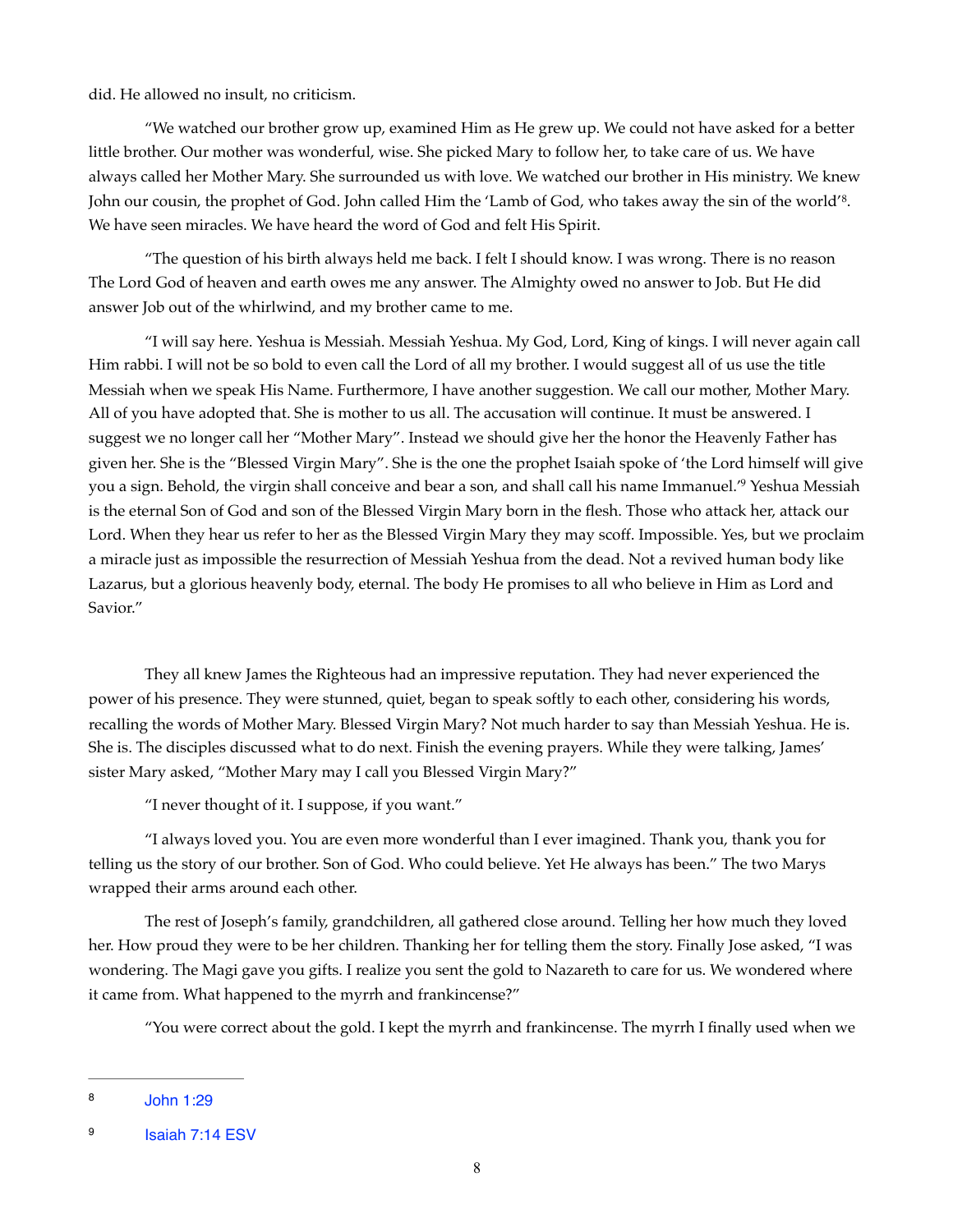did. He allowed no insult, no criticism.

"We watched our brother grow up, examined Him as He grew up. We could not have asked for a better little brother. Our mother was wonderful, wise. She picked Mary to follow her, to take care of us. We have always called her Mother Mary. She surrounded us with love. We watched our brother in His ministry. We knew John our cousin, the prophet of God. John called Him the 'Lamb of God, who takes away the sin of the world'[8]. We have seen miracles. We have heard the word of God and felt His Spirit.

"The question of his birth always held me back. I felt I should know. I was wrong. There is no reason The Lord God of heaven and earth owes me any answer. The Almighty owed no answer to Job. But He did answer Job out of the whirlwind, and my brother came to me.

"I will say here. Yeshua is Messiah. Messiah Yeshua. My God, Lord, King of kings. I will never again call Him rabbi. I will not be so bold to even call the Lord of all my brother. I would suggest all of us use the title Messiah when we speak His Name. Furthermore, I have another suggestion. We call our mother, Mother Mary. All of you have adopted that. She is mother to us all. The accusation will continue. It must be answered. I suggest we no longer call her "Mother Mary". Instead we should give her the honor the Heavenly Father has given her. She is the "Blessed Virgin Mary". She is the one the prophet Isaiah spoke of 'the Lord himself will give you a sign. Behold, the virgin shall conceive and bear a son, and shall call his name Immanuel.'[9] Yeshua Messiah is the eternal Son of God and son of the Blessed Virgin Mary born in the flesh. Those who attack her, attack our Lord. When they hear us refer to her as the Blessed Virgin Mary they may scoff. Impossible. Yes, but we proclaim a miracle just as impossible the resurrection of Messiah Yeshua from the dead. Not a revived human body like Lazarus, but a glorious heavenly body, eternal. The body He promises to all who believe in Him as Lord and Savior."

They all knew James the Righteous had an impressive reputation. They had never experienced the power of his presence. They were stunned, quiet, began to speak softly to each other, considering his words, recalling the words of Mother Mary. Blessed Virgin Mary? Not much harder to say than Messiah Yeshua. He is. She is. The disciples discussed what to do next. Finish the evening prayers. While they were talking, James' sister Mary asked, "Mother Mary may I call you Blessed Virgin Mary?"

"I never thought of it. I suppose, if you want."

"I always loved you. You are even more wonderful than I ever imagined. Thank you, thank you for telling us the story of our brother. Son of God. Who could believe. Yet He always has been." The two Marys wrapped their arms around each other.

The rest of Joseph's family, grandchildren, all gathered close around. Telling her how much they loved her. How proud they were to be her children. Thanking her for telling them the story. Finally Jose asked, "I was wondering. The Magi gave you gifts. I realize you sent the gold to Nazareth to care for us. We wondered where it came from. What happened to the myrrh and frankincense?"

"You were correct about the gold. I kept the myrrh and frankincense. The myrrh I finally used when we

---

[8] John 1:29

[9] Isaiah 7:14 ESV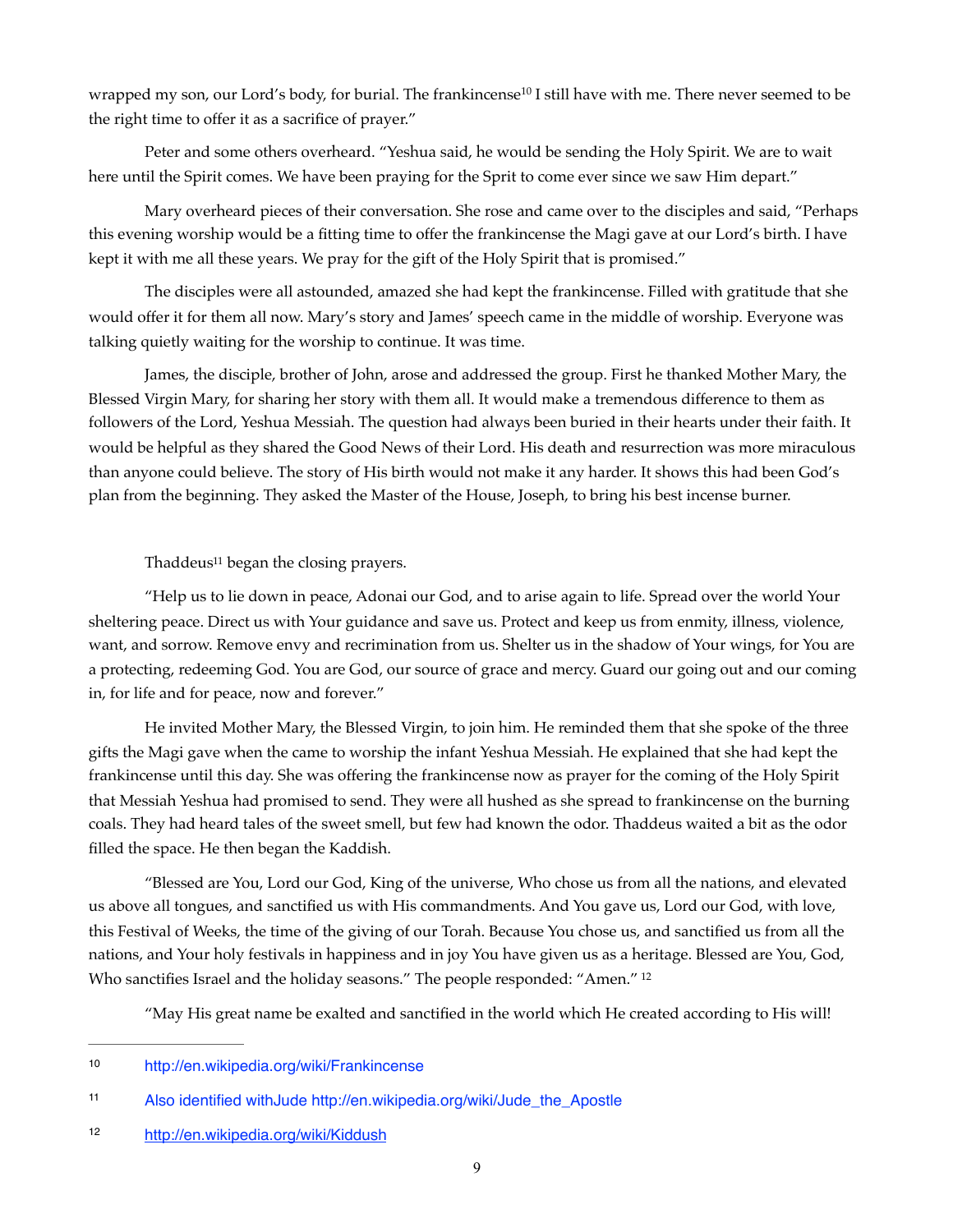wrapped my son, our Lord's body, for burial. The frankincense[10] I still have with me. There never seemed to be the right time to offer it as a sacrifice of prayer."

Peter and some others overheard. "Yeshua said, he would be sending the Holy Spirit. We are to wait here until the Spirit comes. We have been praying for the Sprit to come ever since we saw Him depart."

Mary overheard pieces of their conversation. She rose and came over to the disciples and said, "Perhaps this evening worship would be a fitting time to offer the frankincense the Magi gave at our Lord's birth. I have kept it with me all these years. We pray for the gift of the Holy Spirit that is promised."

The disciples were all astounded, amazed she had kept the frankincense. Filled with gratitude that she would offer it for them all now. Mary's story and James' speech came in the middle of worship. Everyone was talking quietly waiting for the worship to continue. It was time.

James, the disciple, brother of John, arose and addressed the group. First he thanked Mother Mary, the Blessed Virgin Mary, for sharing her story with them all. It would make a tremendous difference to them as followers of the Lord, Yeshua Messiah. The question had always been buried in their hearts under their faith. It would be helpful as they shared the Good News of their Lord. His death and resurrection was more miraculous than anyone could believe. The story of His birth would not make it any harder. It shows this had been God's plan from the beginning. They asked the Master of the House, Joseph, to bring his best incense burner.

Thaddeus[11] began the closing prayers.

"Help us to lie down in peace, Adonai our God, and to arise again to life. Spread over the world Your sheltering peace. Direct us with Your guidance and save us. Protect and keep us from enmity, illness, violence, want, and sorrow. Remove envy and recrimination from us. Shelter us in the shadow of Your wings, for You are a protecting, redeeming God. You are God, our source of grace and mercy. Guard our going out and our coming in, for life and for peace, now and forever."

He invited Mother Mary, the Blessed Virgin, to join him. He reminded them that she spoke of the three gifts the Magi gave when the came to worship the infant Yeshua Messiah. He explained that she had kept the frankincense until this day. She was offering the frankincense now as prayer for the coming of the Holy Spirit that Messiah Yeshua had promised to send. They were all hushed as she spread to frankincense on the burning coals. They had heard tales of the sweet smell, but few had known the odor. Thaddeus waited a bit as the odor filled the space. He then began the Kaddish.

"Blessed are You, Lord our God, King of the universe, Who chose us from all the nations, and elevated us above all tongues, and sanctified us with His commandments. And You gave us, Lord our God, with love, this Festival of Weeks, the time of the giving of our Torah. Because You chose us, and sanctified us from all the nations, and Your holy festivals in happiness and in joy You have given us as a heritage. Blessed are You, God, Who sanctifies Israel and the holiday seasons." The people responded: "Amen." [12]

"May His great name be exalted and sanctified in the world which He created according to His will!

---

[10] http://en.wikipedia.org/wiki/Frankincense

[11] Also identified withJude http://en.wikipedia.org/wiki/Jude_the_Apostle

[12] http://en.wikipedia.org/wiki/Kiddush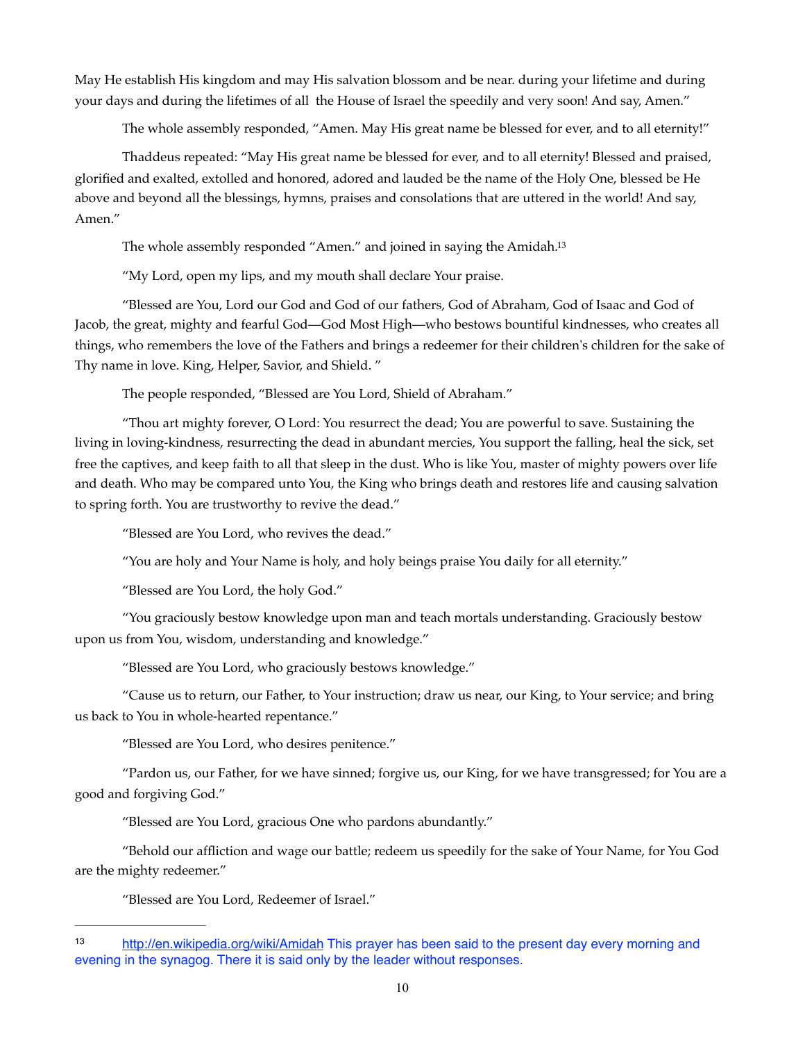May He establish His kingdom and may His salvation blossom and be near. during your lifetime and during your days and during the lifetimes of all  the House of Israel the speedily and very soon! And say, Amen."

The whole assembly responded, "Amen. May His great name be blessed for ever, and to all eternity!"

Thaddeus repeated: "May His great name be blessed for ever, and to all eternity! Blessed and praised, glorified and exalted, extolled and honored, adored and lauded be the name of the Holy One, blessed be He above and beyond all the blessings, hymns, praises and consolations that are uttered in the world! And say, Amen."

The whole assembly responded "Amen." and joined in saying the Amidah.[13]

"My Lord, open my lips, and my mouth shall declare Your praise.

"Blessed are You, Lord our God and God of our fathers, God of Abraham, God of Isaac and God of Jacob, the great, mighty and fearful God—God Most High—who bestows bountiful kindnesses, who creates all things, who remembers the love of the Fathers and brings a redeemer for their children's children for the sake of Thy name in love. King, Helper, Savior, and Shield. "

The people responded, "Blessed are You Lord, Shield of Abraham."

"Thou art mighty forever, O Lord: You resurrect the dead; You are powerful to save. Sustaining the living in loving-kindness, resurrecting the dead in abundant mercies, You support the falling, heal the sick, set free the captives, and keep faith to all that sleep in the dust. Who is like You, master of mighty powers over life and death. Who may be compared unto You, the King who brings death and restores life and causing salvation to spring forth. You are trustworthy to revive the dead."

"Blessed are You Lord, who revives the dead."

"You are holy and Your Name is holy, and holy beings praise You daily for all eternity."

"Blessed are You Lord, the holy God."

"You graciously bestow knowledge upon man and teach mortals understanding. Graciously bestow upon us from You, wisdom, understanding and knowledge."

"Blessed are You Lord, who graciously bestows knowledge."

"Cause us to return, our Father, to Your instruction; draw us near, our King, to Your service; and bring us back to You in whole-hearted repentance."

"Blessed are You Lord, who desires penitence."

"Pardon us, our Father, for we have sinned; forgive us, our King, for we have transgressed; for You are a good and forgiving God."

"Blessed are You Lord, gracious One who pardons abundantly."

"Behold our affliction and wage our battle; redeem us speedily for the sake of Your Name, for You God are the mighty redeemer."

"Blessed are You Lord, Redeemer of Israel."

---

[13] http://en.wikipedia.org/wiki/Amidah This prayer has been said to the present day every morning and evening in the synagog. There it is said only by the leader without responses.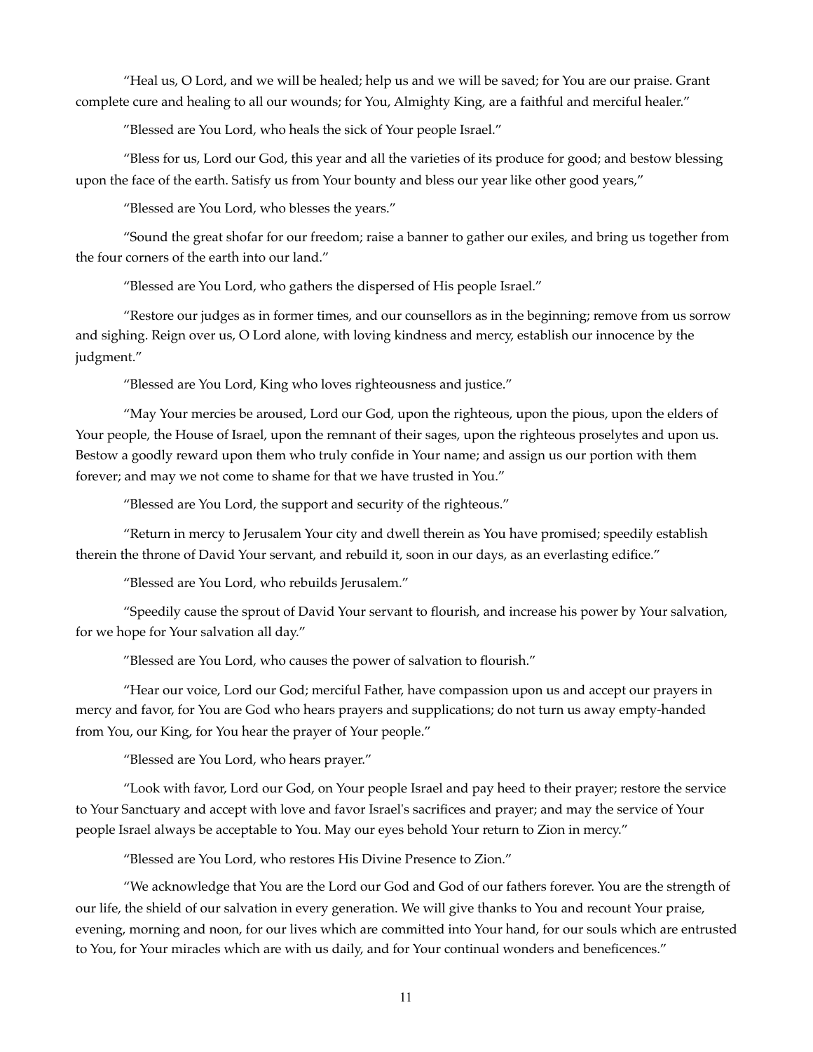"Heal us, O Lord, and we will be healed; help us and we will be saved; for You are our praise. Grant complete cure and healing to all our wounds; for You, Almighty King, are a faithful and merciful healer."

"Blessed are You Lord, who heals the sick of Your people Israel."

"Bless for us, Lord our God, this year and all the varieties of its produce for good; and bestow blessing upon the face of the earth. Satisfy us from Your bounty and bless our year like other good years,"

"Blessed are You Lord, who blesses the years."

"Sound the great shofar for our freedom; raise a banner to gather our exiles, and bring us together from the four corners of the earth into our land."

"Blessed are You Lord, who gathers the dispersed of His people Israel."

"Restore our judges as in former times, and our counsellors as in the beginning; remove from us sorrow and sighing. Reign over us, O Lord alone, with loving kindness and mercy, establish our innocence by the judgment."

"Blessed are You Lord, King who loves righteousness and justice."

"May Your mercies be aroused, Lord our God, upon the righteous, upon the pious, upon the elders of Your people, the House of Israel, upon the remnant of their sages, upon the righteous proselytes and upon us. Bestow a goodly reward upon them who truly confide in Your name; and assign us our portion with them forever; and may we not come to shame for that we have trusted in You."

"Blessed are You Lord, the support and security of the righteous."

"Return in mercy to Jerusalem Your city and dwell therein as You have promised; speedily establish therein the throne of David Your servant, and rebuild it, soon in our days, as an everlasting edifice."

"Blessed are You Lord, who rebuilds Jerusalem."

"Speedily cause the sprout of David Your servant to flourish, and increase his power by Your salvation, for we hope for Your salvation all day."

"Blessed are You Lord, who causes the power of salvation to flourish."

"Hear our voice, Lord our God; merciful Father, have compassion upon us and accept our prayers in mercy and favor, for You are God who hears prayers and supplications; do not turn us away empty-handed from You, our King, for You hear the prayer of Your people."

"Blessed are You Lord, who hears prayer."

"Look with favor, Lord our God, on Your people Israel and pay heed to their prayer; restore the service to Your Sanctuary and accept with love and favor Israel's sacrifices and prayer; and may the service of Your people Israel always be acceptable to You. May our eyes behold Your return to Zion in mercy."

"Blessed are You Lord, who restores His Divine Presence to Zion."

"We acknowledge that You are the Lord our God and God of our fathers forever. You are the strength of our life, the shield of our salvation in every generation. We will give thanks to You and recount Your praise, evening, morning and noon, for our lives which are committed into Your hand, for our souls which are entrusted to You, for Your miracles which are with us daily, and for Your continual wonders and beneficences."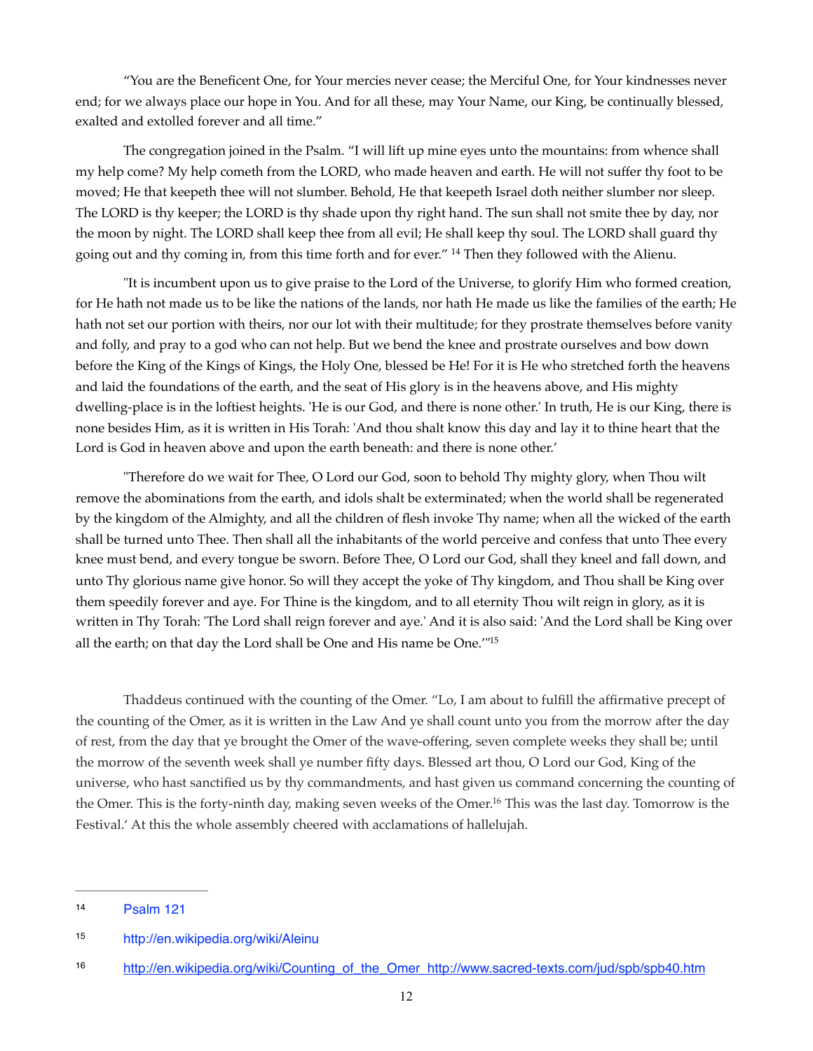"You are the Beneficent One, for Your mercies never cease; the Merciful One, for Your kindnesses never end; for we always place our hope in You. And for all these, may Your Name, our King, be continually blessed, exalted and extolled forever and all time."

The congregation joined in the Psalm. "I will lift up mine eyes unto the mountains: from whence shall my help come? My help cometh from the LORD, who made heaven and earth. He will not suffer thy foot to be moved; He that keepeth thee will not slumber. Behold, He that keepeth Israel doth neither slumber nor sleep. The LORD is thy keeper; the LORD is thy shade upon thy right hand. The sun shall not smite thee by day, nor the moon by night. The LORD shall keep thee from all evil; He shall keep thy soul. The LORD shall guard thy going out and thy coming in, from this time forth and for ever." [14] Then they followed with the Alienu.

"It is incumbent upon us to give praise to the Lord of the Universe, to glorify Him who formed creation, for He hath not made us to be like the nations of the lands, nor hath He made us like the families of the earth; He hath not set our portion with theirs, nor our lot with their multitude; for they prostrate themselves before vanity and folly, and pray to a god who can not help. But we bend the knee and prostrate ourselves and bow down before the King of the Kings of Kings, the Holy One, blessed be He! For it is He who stretched forth the heavens and laid the foundations of the earth, and the seat of His glory is in the heavens above, and His mighty dwelling-place is in the loftiest heights. 'He is our God, and there is none other.' In truth, He is our King, there is none besides Him, as it is written in His Torah: 'And thou shalt know this day and lay it to thine heart that the Lord is God in heaven above and upon the earth beneath: and there is none other.'

"Therefore do we wait for Thee, O Lord our God, soon to behold Thy mighty glory, when Thou wilt remove the abominations from the earth, and idols shalt be exterminated; when the world shall be regenerated by the kingdom of the Almighty, and all the children of flesh invoke Thy name; when all the wicked of the earth shall be turned unto Thee. Then shall all the inhabitants of the world perceive and confess that unto Thee every knee must bend, and every tongue be sworn. Before Thee, O Lord our God, shall they kneel and fall down, and unto Thy glorious name give honor. So will they accept the yoke of Thy kingdom, and Thou shall be King over them speedily forever and aye. For Thine is the kingdom, and to all eternity Thou wilt reign in glory, as it is written in Thy Torah: 'The Lord shall reign forever and aye.' And it is also said: 'And the Lord shall be King over all the earth; on that day the Lord shall be One and His name be One.'"[15]

Thaddeus continued with the counting of the Omer. "Lo, I am about to fulfill the affirmative precept of the counting of the Omer, as it is written in the Law And ye shall count unto you from the morrow after the day of rest, from the day that ye brought the Omer of the wave-offering, seven complete weeks they shall be; until the morrow of the seventh week shall ye number fifty days. Blessed art thou, O Lord our God, King of the universe, who hast sanctified us by thy commandments, and hast given us command concerning the counting of the Omer. This is the forty-ninth day, making seven weeks of the Omer.[16] This was the last day. Tomorrow is the Festival.' At this the whole assembly cheered with acclamations of hallelujah.

---

[14] Psalm 121

[15] http://en.wikipedia.org/wiki/Aleinu

[16] http://en.wikipedia.org/wiki/Counting_of_the_Omer http://www.sacred-texts.com/jud/spb/spb40.htm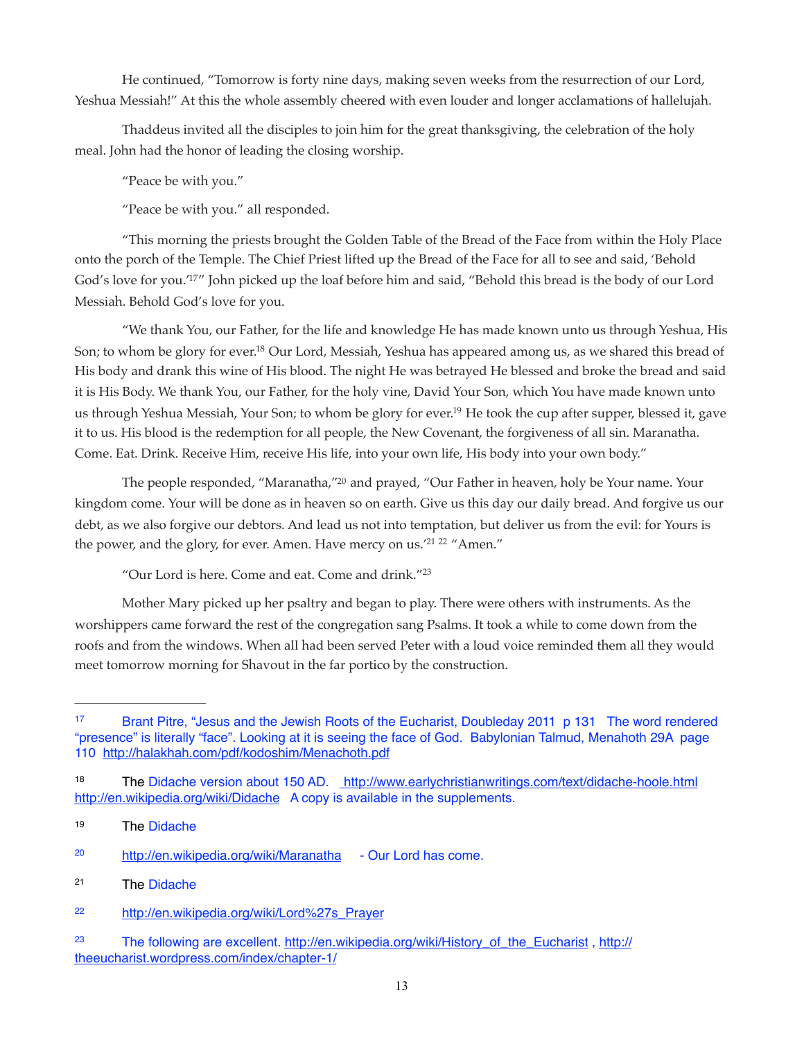He continued, "Tomorrow is forty nine days, making seven weeks from the resurrection of our Lord, Yeshua Messiah!" At this the whole assembly cheered with even louder and longer acclamations of hallelujah.

Thaddeus invited all the disciples to join him for the great thanksgiving, the celebration of the holy meal. John had the honor of leading the closing worship.

"Peace be with you."

"Peace be with you." all responded.

"This morning the priests brought the Golden Table of the Bread of the Face from within the Holy Place onto the porch of the Temple. The Chief Priest lifted up the Bread of the Face for all to see and said, 'Behold God's love for you.'[17]" John picked up the loaf before him and said, "Behold this bread is the body of our Lord Messiah. Behold God's love for you.

"We thank You, our Father, for the life and knowledge He has made known unto us through Yeshua, His Son; to whom be glory for ever.[18] Our Lord, Messiah, Yeshua has appeared among us, as we shared this bread of His body and drank this wine of His blood. The night He was betrayed He blessed and broke the bread and said it is His Body. We thank You, our Father, for the holy vine, David Your Son, which You have made known unto us through Yeshua Messiah, Your Son; to whom be glory for ever.[19] He took the cup after supper, blessed it, gave it to us. His blood is the redemption for all people, the New Covenant, the forgiveness of all sin. Maranatha. Come. Eat. Drink. Receive Him, receive His life, into your own life, His body into your own body."

The people responded, "Maranatha,"[20] and prayed, "Our Father in heaven, holy be Your name. Your kingdom come. Your will be done as in heaven so on earth. Give us this day our daily bread. And forgive us our debt, as we also forgive our debtors. And lead us not into temptation, but deliver us from the evil: for Yours is the power, and the glory, for ever. Amen. Have mercy on us.'[21] [22] "Amen."

"Our Lord is here. Come and eat. Come and drink."[23]

Mother Mary picked up her psaltry and began to play. There were others with instruments. As the worshippers came forward the rest of the congregation sang Psalms. It took a while to come down from the roofs and from the windows. When all had been served Peter with a loud voice reminded them all they would meet tomorrow morning for Shavout in the far portico by the construction.

---

[17] Brant Pitre, "Jesus and the Jewish Roots of the Eucharist, Doubleday 2011 p 131 The word rendered "presence" is literally "face". Looking at it is seeing the face of God. Babylonian Talmud, Menahoth 29A page 110 http://halakhah.com/pdf/kodoshim/Menachoth.pdf

[18] The Didache version about 150 AD. http://www.earlychristianwritings.com/text/didache-hoole.html http://en.wikipedia.org/wiki/Didache A copy is available in the supplements.

[19] The Didache

[20] http://en.wikipedia.org/wiki/Maranatha - Our Lord has come.

[21] The Didache

[22] http://en.wikipedia.org/wiki/Lord%27s_Prayer

[23] The following are excellent. http://en.wikipedia.org/wiki/History_of_the_Eucharist , http://theeucharist.wordpress.com/index/chapter-1/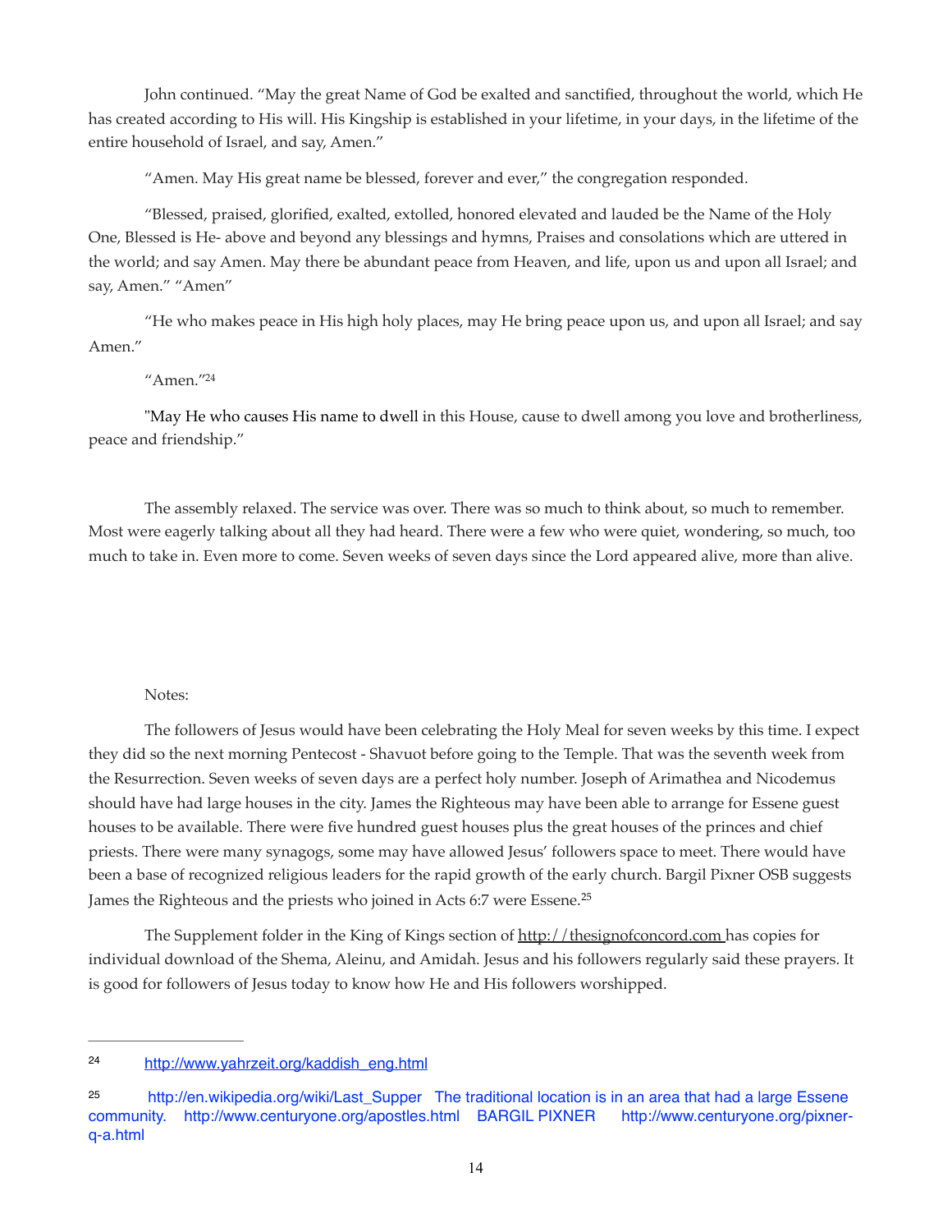John continued. "May the great Name of God be exalted and sanctified, throughout the world, which He has created according to His will. His Kingship is established in your lifetime, in your days, in the lifetime of the entire household of Israel, and say, Amen."

"Amen. May His great name be blessed, forever and ever," the congregation responded.

"Blessed, praised, glorified, exalted, extolled, honored elevated and lauded be the Name of the Holy One, Blessed is He- above and beyond any blessings and hymns, Praises and consolations which are uttered in the world; and say Amen. May there be abundant peace from Heaven, and life, upon us and upon all Israel; and say, Amen." "Amen"

"He who makes peace in His high holy places, may He bring peace upon us, and upon all Israel; and say Amen."

"Amen."[24]

"May He who causes His name to dwell in this House, cause to dwell among you love and brotherliness, peace and friendship."

The assembly relaxed. The service was over. There was so much to think about, so much to remember. Most were eagerly talking about all they had heard. There were a few who were quiet, wondering, so much, too much to take in. Even more to come. Seven weeks of seven days since the Lord appeared alive, more than alive.

Notes:

The followers of Jesus would have been celebrating the Holy Meal for seven weeks by this time. I expect they did so the next morning Pentecost - Shavuot before going to the Temple. That was the seventh week from the Resurrection. Seven weeks of seven days are a perfect holy number. Joseph of Arimathea and Nicodemus should have had large houses in the city. James the Righteous may have been able to arrange for Essene guest houses to be available. There were five hundred guest houses plus the great houses of the princes and chief priests. There were many synagogs, some may have allowed Jesus' followers space to meet. There would have been a base of recognized religious leaders for the rapid growth of the early church. Bargil Pixner OSB suggests James the Righteous and the priests who joined in Acts 6:7 were Essene.[25]

The Supplement folder in the King of Kings section of http://thesignofconcord.com has copies for individual download of the Shema, Aleinu, and Amidah. Jesus and his followers regularly said these prayers. It is good for followers of Jesus today to know how He and His followers worshipped.

---

[24] http://www.yahrzeit.org/kaddish_eng.html

[25] http://en.wikipedia.org/wiki/Last_Supper The traditional location is in an area that had a large Essene community. http://www.centuryone.org/apostles.html BARGIL PIXNER http://www.centuryone.org/pixner-q-a.html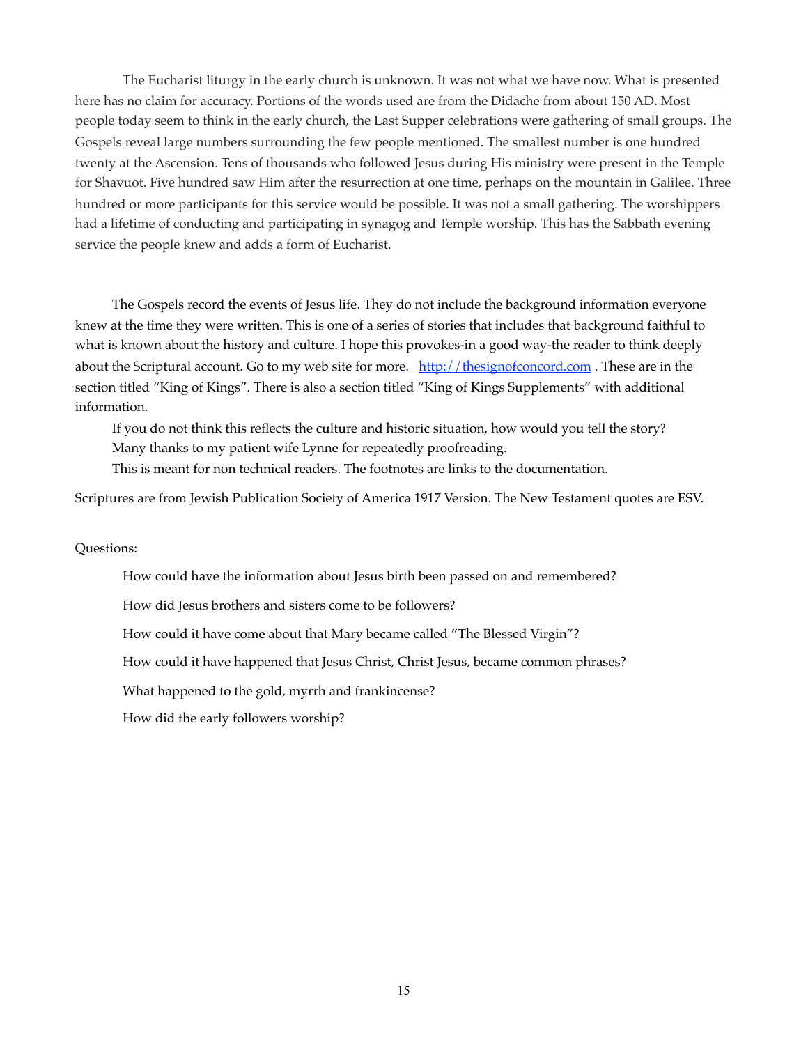The Eucharist liturgy in the early church is unknown. It was not what we have now. What is presented here has no claim for accuracy. Portions of the words used are from the Didache from about 150 AD. Most people today seem to think in the early church, the Last Supper celebrations were gathering of small groups. The Gospels reveal large numbers surrounding the few people mentioned. The smallest number is one hundred twenty at the Ascension. Tens of thousands who followed Jesus during His ministry were present in the Temple for Shavuot. Five hundred saw Him after the resurrection at one time, perhaps on the mountain in Galilee. Three hundred or more participants for this service would be possible. It was not a small gathering. The worshippers had a lifetime of conducting and participating in synagog and Temple worship. This has the Sabbath evening service the people knew and adds a form of Eucharist.

The Gospels record the events of Jesus life. They do not include the background information everyone knew at the time they were written. This is one of a series of stories that includes that background faithful to what is known about the history and culture. I hope this provokes-in a good way-the reader to think deeply about the Scriptural account. Go to my web site for more. http://thesignofconcord.com . These are in the section titled "King of Kings". There is also a section titled "King of Kings Supplements" with additional information.

If you do not think this reflects the culture and historic situation, how would you tell the story?

Many thanks to my patient wife Lynne for repeatedly proofreading.

This is meant for non technical readers. The footnotes are links to the documentation.

Scriptures are from Jewish Publication Society of America 1917 Version. The New Testament quotes are ESV.

Questions:

How could have the information about Jesus birth been passed on and remembered?

How did Jesus brothers and sisters come to be followers?

How could it have come about that Mary became called "The Blessed Virgin"?

How could it have happened that Jesus Christ, Christ Jesus, became common phrases?

What happened to the gold, myrrh and frankincense?

How did the early followers worship?